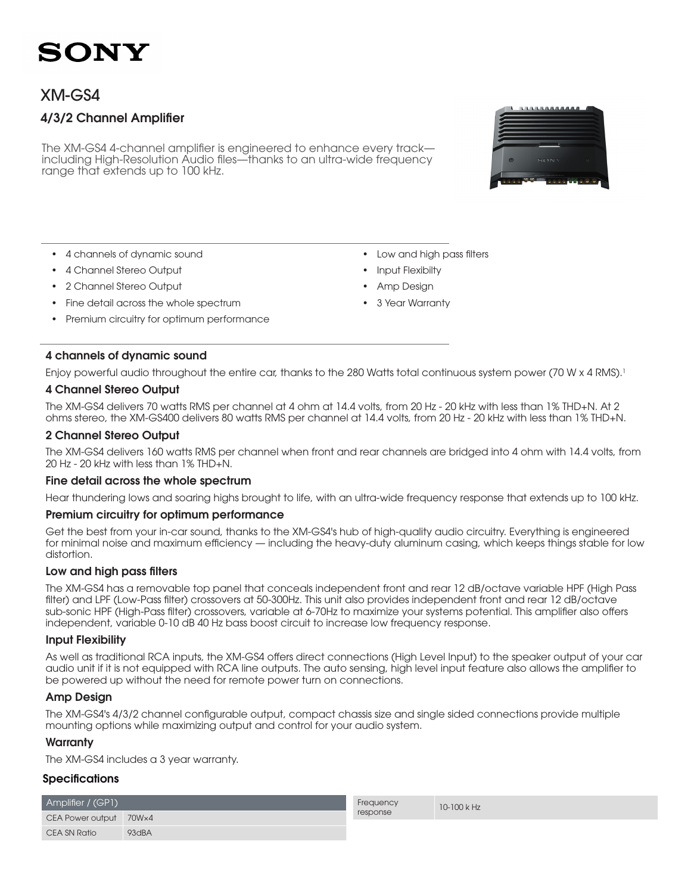# SONY

# XM-GS4

## 4/3/2 Channel Amplifier

The XM-GS4 4-channel amplifier is engineered to enhance every track—including High-Resolution Audio files—thanks to an ultra-wide frequency range that extends up to 100 kHz.

- 4 channels of dynamic sound
- 4 Channel Stereo Output
- 2 Channel Stereo Output
- Fine detail across the whole spectrum
- Premium circuitry for optimum performance
- Low and high pass filters
- Input Flexibilty
- Amp Design
- 3 Year Warranty

### 4 channels of dynamic sound

Enjoy powerful audio throughout the entire car, thanks to the 280 Watts total continuous system power (70 W x 4 RMS).[1]

### 4 Channel Stereo Output

The XM-GS4 delivers 70 watts RMS per channel at 4 ohm at 14.4 volts, from 20 Hz - 20 kHz with less than 1% THD+N. At 2 ohms stereo, the XM-GS400 delivers 80 watts RMS per channel at 14.4 volts, from 20 Hz - 20 kHz with less than 1% THD+N.

### 2 Channel Stereo Output

The XM-GS4 delivers 160 watts RMS per channel when front and rear channels are bridged into 4 ohm with 14.4 volts, from 20 Hz - 20 kHz with less than 1% THD+N.

### Fine detail across the whole spectrum

Hear thundering lows and soaring highs brought to life, with an ultra-wide frequency response that extends up to 100 kHz.

### Premium circuitry for optimum performance

Get the best from your in-car sound, thanks to the XM-GS4's hub of high-quality audio circuitry. Everything is engineered for minimal noise and maximum efficiency — including the heavy-duty aluminum casing, which keeps things stable for low distortion.

### Low and high pass filters

The XM-GS4 has a removable top panel that conceals independent front and rear 12 dB/octave variable HPF (High Pass filter) and LPF (Low-Pass filter) crossovers at 50-300Hz. This unit also provides independent front and rear 12 dB/octave sub-sonic HPF (High-Pass filter) crossovers, variable at 6-70Hz to maximize your systems potential. This amplifier also offers independent, variable 0-10 dB 40 Hz bass boost circuit to increase low frequency response.

### Input Flexibility

As well as traditional RCA inputs, the XM-GS4 offers direct connections (High Level Input) to the speaker output of your car audio unit if it is not equipped with RCA line outputs. The auto sensing, high level input feature also allows the amplifier to be powered up without the need for remote power turn on connections.

### Amp Design

The XM-GS4's 4/3/2 channel configurable output, compact chassis size and single sided connections provide multiple mounting options while maximizing output and control for your audio system.

### Warranty

The XM-GS4 includes a 3 year warranty.

### Specifications

| Amplifier / (GP1) | |
|---|---|
| CEA Power output | 70W×4 |
| CEA SN Ratio | 93dBA |

| Frequency response | 10-100 k Hz |
|---|---|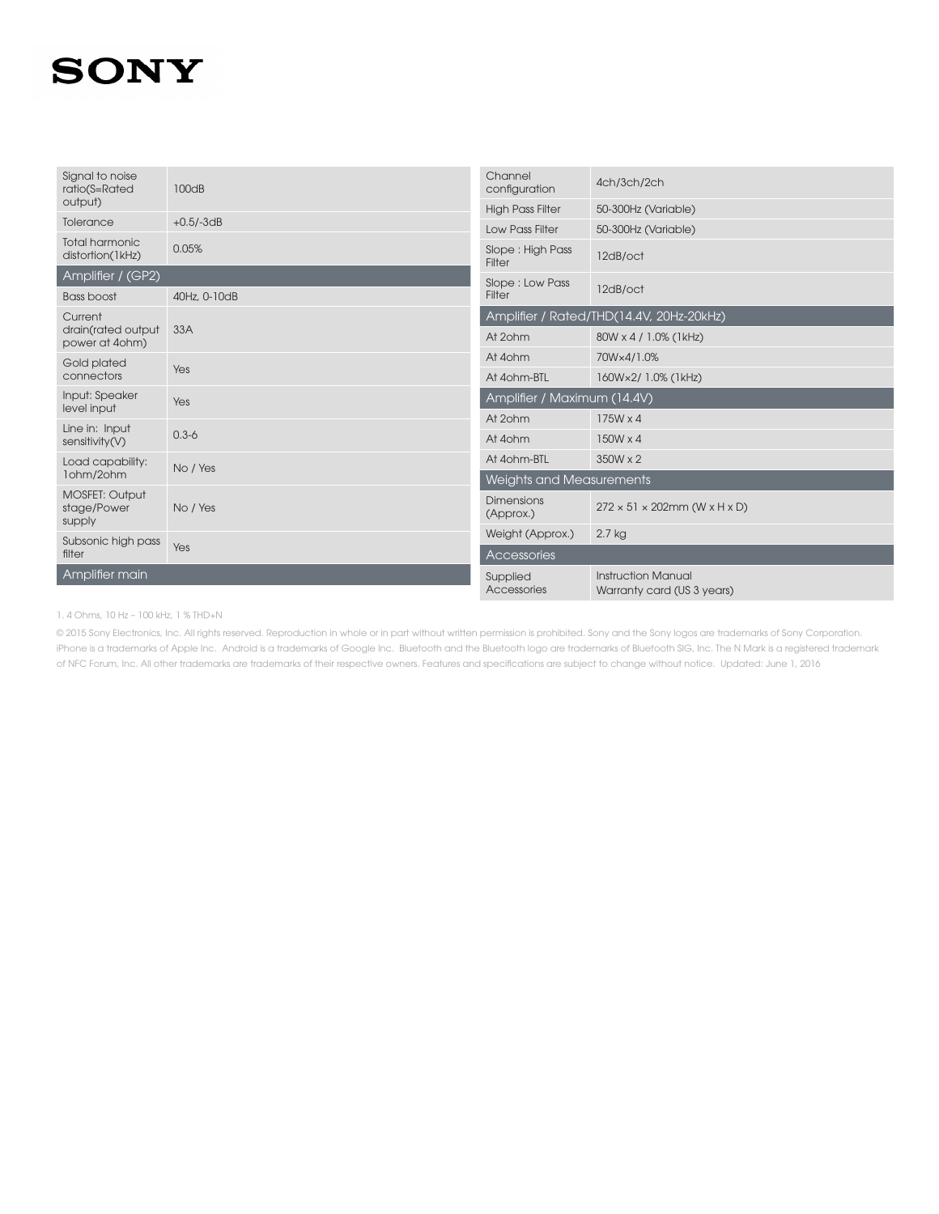| | |
|---|---|
| Signal to noise ratio(S=Rated output) | 100dB |
| Tolerance | +0.5/-3dB |
| Total harmonic distortion(1kHz) | 0.05% |

## Amplifier / (GP2)

| | |
|---|---|
| Bass boost | 40Hz, 0-10dB |
| Current drain(rated output power at 4ohm) | 33A |
| Gold plated connectors | Yes |
| Input: Speaker level input | Yes |
| Line in: Input sensitivity(V) | 0.3-6 |
| Load capability: 1ohm/2ohm | No / Yes |
| MOSFET: Output stage/Power supply | No / Yes |
| Subsonic high pass filter | Yes |

## Amplifier main

| | |
|---|---|
| Channel configuration | 4ch/3ch/2ch |
| High Pass Filter | 50-300Hz (Variable) |
| Low Pass Filter | 50-300Hz (Variable) |
| Slope : High Pass Filter | 12dB/oct |
| Slope : Low Pass Filter | 12dB/oct |

## Amplifier / Rated/THD(14.4V, 20Hz-20kHz)

| | |
|---|---|
| At 2ohm | 80W x 4 / 1.0% (1kHz) |
| At 4ohm | 70W×4/1.0% |
| At 4ohm-BTL | 160W×2/ 1.0% (1kHz) |

## Amplifier / Maximum (14.4V)

| | |
|---|---|
| At 2ohm | 175W x 4 |
| At 4ohm | 150W x 4 |
| At 4ohm-BTL | 350W x 2 |

## Weights and Measurements

| | |
|---|---|
| Dimensions (Approx.) | 272 × 51 × 202mm (W x H x D) |
| Weight (Approx.) | 2.7 kg |

## Accessories

| | |
|---|---|
| Supplied Accessories | Instruction Manual<br>Warranty card (US 3 years) |

1. 4 Ohms, 10 Hz – 100 kHz, 1 % THD+N

© 2015 Sony Electronics, Inc. All rights reserved. Reproduction in whole or in part without written permission is prohibited. Sony and the Sony logos are trademarks of Sony Corporation. iPhone is a trademarks of Apple Inc. Android is a trademarks of Google Inc. Bluetooth and the Bluetooth logo are trademarks of Bluetooth SIG, Inc. The N Mark is a registered trademark of NFC Forum, Inc. All other trademarks are trademarks of their respective owners. Features and specifications are subject to change without notice. Updated: June 1, 2016